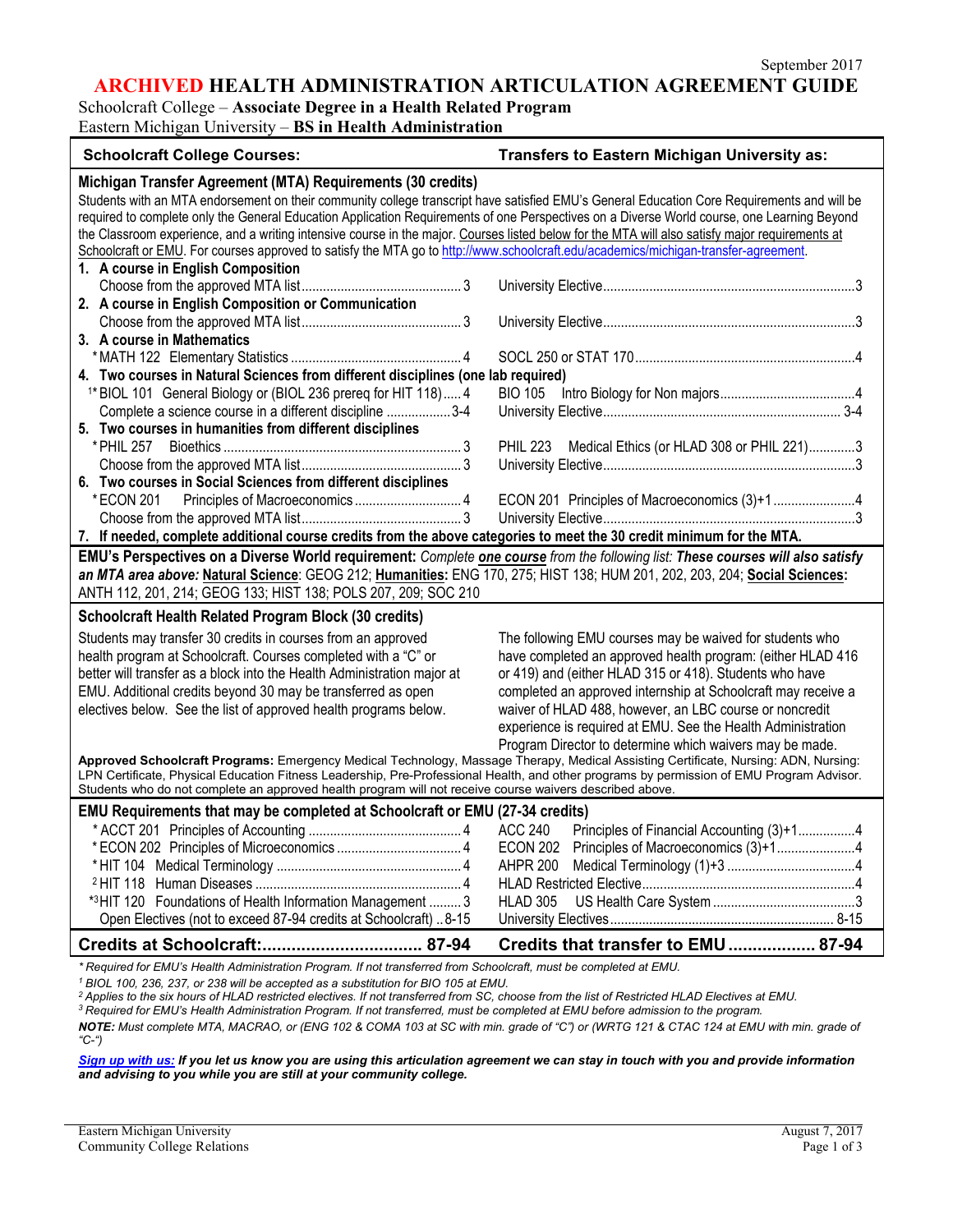September 2017

# ARCHIVED HEALTH ADMINISTRATION ARTICULATION AGREEMENT GUIDE

Schoolcraft College – **Associate Degree in a Health Related Program**
Eastern Michigan University – **BS in Health Administration**

| Schoolcraft College Courses: | Transfers to Eastern Michigan University as: |
|---|---|
| **Michigan Transfer Agreement (MTA) Requirements (30 credits)** | |
| Students with an MTA endorsement on their community college transcript have satisfied EMU's General Education Core Requirements and will be required to complete only the General Education Application Requirements of one Perspectives on a Diverse World course, one Learning Beyond the Classroom experience, and a writing intensive course in the major. Courses listed below for the MTA will also satisfy major requirements at Schoolcraft or EMU. For courses approved to satisfy the MTA go to http://www.schoolcraft.edu/academics/michigan-transfer-agreement. | |
| **1. A course in English Composition** | |
| Choose from the approved MTA list ... 3 | University Elective ... 3 |
| **2. A course in English Composition or Communication** | |
| Choose from the approved MTA list ... 3 | University Elective ... 3 |
| **3. A course in Mathematics** | |
| * MATH 122 Elementary Statistics ... 4 | SOCL 250 or STAT 170 ... 4 |
| **4. Two courses in Natural Sciences from different disciplines (one lab required)** | |
| [1]* BIOL 101 General Biology or (BIOL 236 prereq for HIT 118) ... 4 | BIO 105 Intro Biology for Non majors ... 4 |
| Complete a science course in a different discipline ... 3-4 | University Elective ... 3-4 |
| **5. Two courses in humanities from different disciplines** | |
| * PHIL 257 Bioethics ... 3 | PHIL 223 Medical Ethics (or HLAD 308 or PHIL 221) ... 3 |
| Choose from the approved MTA list ... 3 | University Elective ... 3 |
| **6. Two courses in Social Sciences from different disciplines** | |
| * ECON 201 Principles of Macroeconomics ... 4 | ECON 201 Principles of Macroeconomics (3)+1 ... 4 |
| Choose from the approved MTA list ... 3 | University Elective ... 3 |
| **7. If needed, complete additional course credits from the above categories to meet the 30 credit minimum for the MTA.** | |

**EMU's Perspectives on a Diverse World requirement:** *Complete **one course** from the following list: **These courses will also satisfy an MTA area above:*** **Natural Science**: GEOG 212; **Humanities:** ENG 170, 275; HIST 138; HUM 201, 202, 203, 204; **Social Sciences:** ANTH 112, 201, 214; GEOG 133; HIST 138; POLS 207, 209; SOC 210

**Schoolcraft Health Related Program Block (30 credits)**

Students may transfer 30 credits in courses from an approved health program at Schoolcraft. Courses completed with a "C" or better will transfer as a block into the Health Administration major at EMU. Additional credits beyond 30 may be transferred as open electives below. See the list of approved health programs below.

The following EMU courses may be waived for students who have completed an approved health program: (either HLAD 416 or 419) and (either HLAD 315 or 418). Students who have completed an approved internship at Schoolcraft may receive a waiver of HLAD 488, however, an LBC course or noncredit experience is required at EMU. See the Health Administration Program Director to determine which waivers may be made.

**Approved Schoolcraft Programs:** Emergency Medical Technology, Massage Therapy, Medical Assisting Certificate, Nursing: ADN, Nursing: LPN Certificate, Physical Education Fitness Leadership, Pre-Professional Health, and other programs by permission of EMU Program Advisor. Students who do not complete an approved health program will not receive course waivers described above.

| Schoolcraft College Courses | Transfers to Eastern Michigan University as |
|---|---|
| **EMU Requirements that may be completed at Schoolcraft or EMU (27-34 credits)** | |
| * ACCT 201 Principles of Accounting ... 4 | ACC 240 Principles of Financial Accounting (3)+1 ... 4 |
| * ECON 202 Principles of Microeconomics ... 4 | ECON 202 Principles of Macroeconomics (3)+1 ... 4 |
| * HIT 104 Medical Terminology ... 4 | AHPR 200 Medical Terminology (1)+3 ... 4 |
| [2] HIT 118 Human Diseases ... 4 | HLAD Restricted Elective ... 4 |
| *[3] HIT 120 Foundations of Health Information Management ... 3 | HLAD 305 US Health Care System ... 3 |
| Open Electives (not to exceed 87-94 credits at Schoolcraft) .. 8-15 | University Electives ... 8-15 |
| **Credits at Schoolcraft: ... 87-94** | **Credits that transfer to EMU ... 87-94** |

*\* Required for EMU's Health Administration Program. If not transferred from Schoolcraft, must be completed at EMU.*

*[1] BIOL 100, 236, 237, or 238 will be accepted as a substitution for BIO 105 at EMU.*

*[2] Applies to the six hours of HLAD restricted electives. If not transferred from SC, choose from the list of Restricted HLAD Electives at EMU.*

*[3] Required for EMU's Health Administration Program. If not transferred, must be completed at EMU before admission to the program.*

***NOTE:** Must complete MTA, MACRAO, or (ENG 102 & COMA 103 at SC with min. grade of "C") or (WRTG 121 & CTAC 124 at EMU with min. grade of "C-")*

***Sign up with us:** If you let us know you are using this articulation agreement we can stay in touch with you and provide information and advising to you while you are still at your community college.*

Eastern Michigan University
Community College Relations

August 7, 2017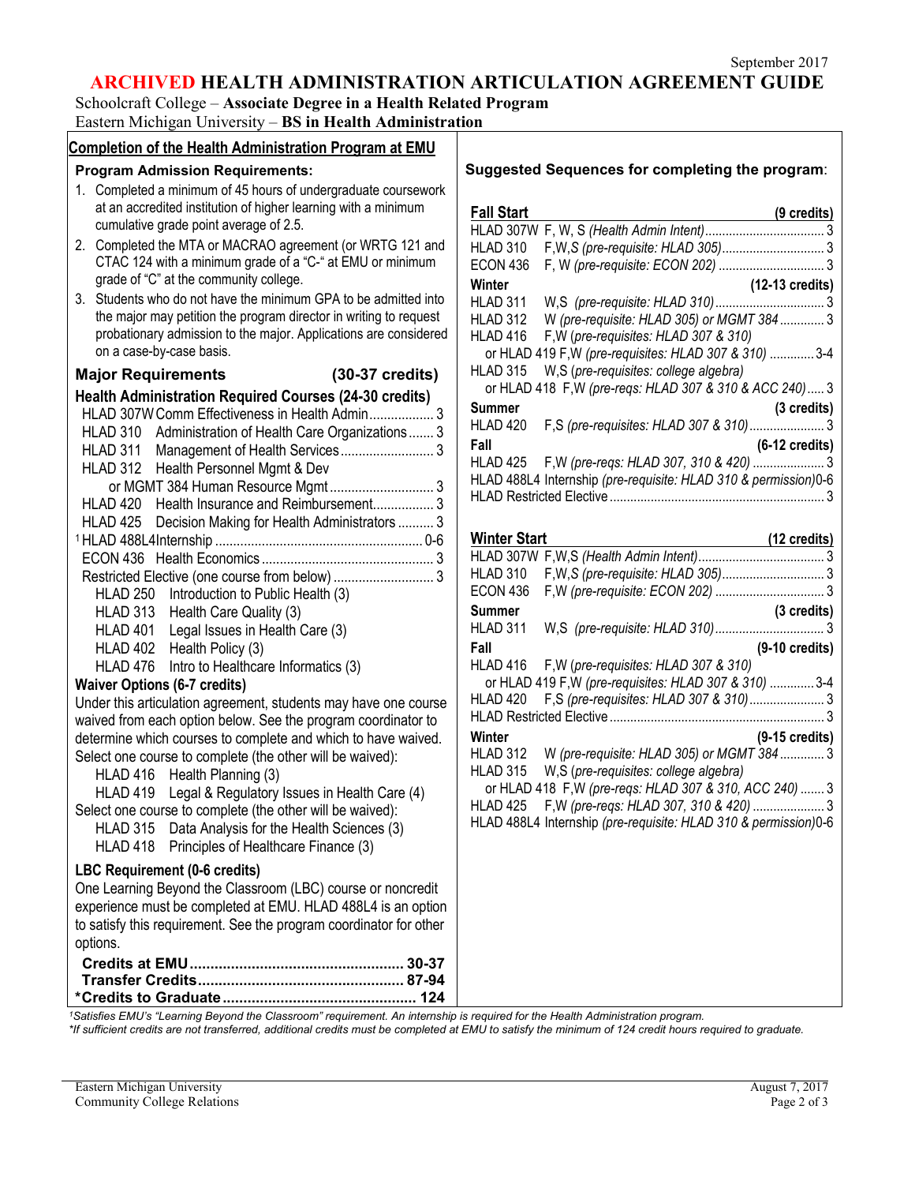September 2017

# ARCHIVED HEALTH ADMINISTRATION ARTICULATION AGREEMENT GUIDE

Schoolcraft College – **Associate Degree in a Health Related Program**
Eastern Michigan University – **BS in Health Administration**

## Completion of the Health Administration Program at EMU

### Program Admission Requirements:

1. Completed a minimum of 45 hours of undergraduate coursework at an accredited institution of higher learning with a minimum cumulative grade point average of 2.5.
2. Completed the MTA or MACRAO agreement (or WRTG 121 and CTAC 124 with a minimum grade of a "C-" at EMU or minimum grade of "C" at the community college.
3. Students who do not have the minimum GPA to be admitted into the major may petition the program director in writing to request probationary admission to the major. Applications are considered on a case-by-case basis.

### Major Requirements (30-37 credits)

**Health Administration Required Courses (24-30 credits)**

- HLAD 307W Comm Effectiveness in Health Admin .................. 3
- HLAD 310 Administration of Health Care Organizations ....... 3
- HLAD 311 Management of Health Services .......................... 3
- HLAD 312 Health Personnel Mgmt & Dev
  or MGMT 384 Human Resource Mgmt ............................ 3
- HLAD 420 Health Insurance and Reimbursement................. 3
- HLAD 425 Decision Making for Health Administrators .......... 3
- [1] HLAD 488L4 Internship ......................................................... 0-6
- ECON 436 Health Economics ................................................ 3
- Restricted Elective (one course from below) ............................ 3
  - HLAD 250 Introduction to Public Health (3)
  - HLAD 313 Health Care Quality (3)
  - HLAD 401 Legal Issues in Health Care (3)
  - HLAD 402 Health Policy (3)
  - HLAD 476 Intro to Healthcare Informatics (3)

**Waiver Options (6-7 credits)**

Under this articulation agreement, students may have one course waived from each option below. See the program coordinator to determine which courses to complete and which to have waived.

Select one course to complete (the other will be waived):
- HLAD 416 Health Planning (3)
- HLAD 419 Legal & Regulatory Issues in Health Care (4)

Select one course to complete (the other will be waived):
- HLAD 315 Data Analysis for the Health Sciences (3)
- HLAD 418 Principles of Healthcare Finance (3)

**LBC Requirement (0-6 credits)**

One Learning Beyond the Classroom (LBC) course or noncredit experience must be completed at EMU. HLAD 488L4 is an option to satisfy this requirement. See the program coordinator for other options.

**Credits at EMU.................................................... 30-37**
**Transfer Credits................................................. 87-94**
***Credits to Graduate............................................... 124**

### Suggested Sequences for completing the program:

**Fall Start (9 credits)**
- HLAD 307W F, W, S *(Health Admin Intent)* ........ 3
- HLAD 310 F,W,*S (pre-requisite: HLAD 305)* ........ 3
- ECON 436 F, W *(pre-requisite: ECON 202)* ........ 3

**Winter (12-13 credits)**
- HLAD 311 W,S *(pre-requisite: HLAD 310)* ........ 3
- HLAD 312 W *(pre-requisite: HLAD 305)* or MGMT 384 ........ 3
- HLAD 416 F,W *(pre-requisites: HLAD 307 & 310)*
  or HLAD 419 F,W *(pre-requisites: HLAD 307 & 310)* ........ 3-4
- HLAD 315 W,S *(pre-requisites: college algebra)*
  or HLAD 418 F,W *(pre-reqs: HLAD 307 & 310 & ACC 240)* ........ 3

**Summer (3 credits)**
- HLAD 420 F,S *(pre-requisites: HLAD 307 & 310)* ........ 3

**Fall (6-12 credits)**
- HLAD 425 F,W *(pre-reqs: HLAD 307, 310 & 420)* ........ 3
- HLAD 488L4 Internship *(pre-requisite: HLAD 310 & permission)* 0-6
- HLAD Restricted Elective ........ 3

**Winter Start (12 credits)**
- HLAD 307W F,W,S *(Health Admin Intent)* ........ 3
- HLAD 310 F,W,*S (pre-requisite: HLAD 305)* ........ 3
- ECON 436 F,W *(pre-requisite: ECON 202)* ........ 3

**Summer (3 credits)**
- HLAD 311 W,S *(pre-requisite: HLAD 310)* ........ 3

**Fall (9-10 credits)**
- HLAD 416 F,W *(pre-requisites: HLAD 307 & 310)*
  or HLAD 419 F,W *(pre-requisites: HLAD 307 & 310)* ........ 3-4
- HLAD 420 F,S *(pre-requisites: HLAD 307 & 310)* ........ 3
- HLAD Restricted Elective ........ 3

**Winter (9-15 credits)**
- HLAD 312 W *(pre-requisite: HLAD 305)* or MGMT 384 ........ 3
- HLAD 315 W,S *(pre-requisites: college algebra)*
  or HLAD 418 F,W *(pre-reqs: HLAD 307 & 310, ACC 240)* ........ 3
- HLAD 425 F,W *(pre-reqs: HLAD 307, 310 & 420)* ........ 3
- HLAD 488L4 Internship *(pre-requisite: HLAD 310 & permission)* 0-6

*[1] Satisfies EMU's "Learning Beyond the Classroom" requirement. An internship is required for the Health Administration program.*
**If sufficient credits are not transferred, additional credits must be completed at EMU to satisfy the minimum of 124 credit hours required to graduate.*

Eastern Michigan University
Community College Relations

August 7, 2017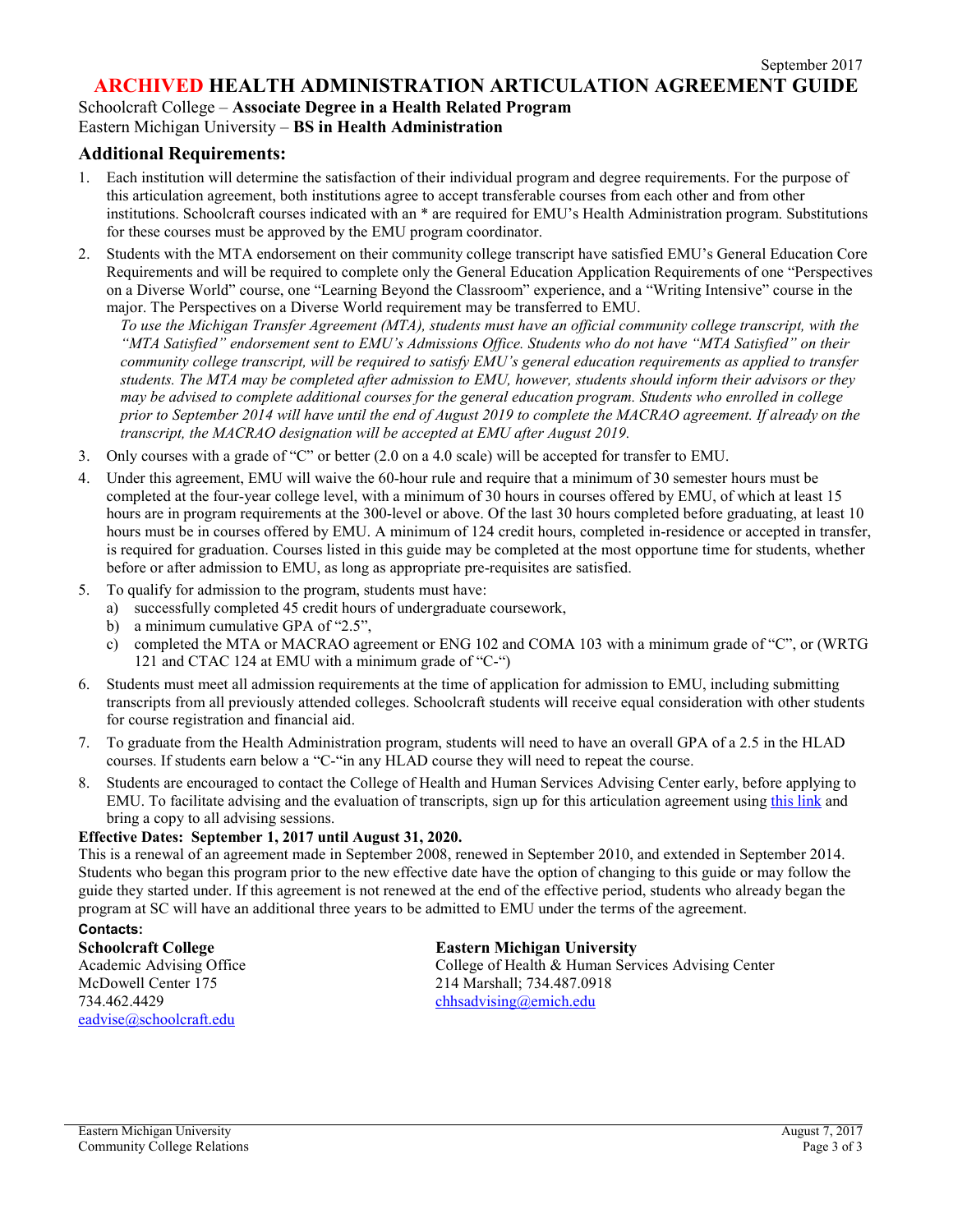September 2017

# ARCHIVED HEALTH ADMINISTRATION ARTICULATION AGREEMENT GUIDE

Schoolcraft College – **Associate Degree in a Health Related Program**
Eastern Michigan University – **BS in Health Administration**

## Additional Requirements:

1. Each institution will determine the satisfaction of their individual program and degree requirements. For the purpose of this articulation agreement, both institutions agree to accept transferable courses from each other and from other institutions. Schoolcraft courses indicated with an * are required for EMU's Health Administration program. Substitutions for these courses must be approved by the EMU program coordinator.
2. Students with the MTA endorsement on their community college transcript have satisfied EMU's General Education Core Requirements and will be required to complete only the General Education Application Requirements of one "Perspectives on a Diverse World" course, one "Learning Beyond the Classroom" experience, and a "Writing Intensive" course in the major. The Perspectives on a Diverse World requirement may be transferred to EMU.
   *To use the Michigan Transfer Agreement (MTA), students must have an official community college transcript, with the "MTA Satisfied" endorsement sent to EMU's Admissions Office. Students who do not have "MTA Satisfied" on their community college transcript, will be required to satisfy EMU's general education requirements as applied to transfer students. The MTA may be completed after admission to EMU, however, students should inform their advisors or they may be advised to complete additional courses for the general education program. Students who enrolled in college prior to September 2014 will have until the end of August 2019 to complete the MACRAO agreement. If already on the transcript, the MACRAO designation will be accepted at EMU after August 2019.*
3. Only courses with a grade of "C" or better (2.0 on a 4.0 scale) will be accepted for transfer to EMU.
4. Under this agreement, EMU will waive the 60-hour rule and require that a minimum of 30 semester hours must be completed at the four-year college level, with a minimum of 30 hours in courses offered by EMU, of which at least 15 hours are in program requirements at the 300-level or above. Of the last 30 hours completed before graduating, at least 10 hours must be in courses offered by EMU. A minimum of 124 credit hours, completed in-residence or accepted in transfer, is required for graduation. Courses listed in this guide may be completed at the most opportune time for students, whether before or after admission to EMU, as long as appropriate pre-requisites are satisfied.
5. To qualify for admission to the program, students must have:
   a) successfully completed 45 credit hours of undergraduate coursework,
   b) a minimum cumulative GPA of "2.5",
   c) completed the MTA or MACRAO agreement or ENG 102 and COMA 103 with a minimum grade of "C", or (WRTG 121 and CTAC 124 at EMU with a minimum grade of "C-")
6. Students must meet all admission requirements at the time of application for admission to EMU, including submitting transcripts from all previously attended colleges. Schoolcraft students will receive equal consideration with other students for course registration and financial aid.
7. To graduate from the Health Administration program, students will need to have an overall GPA of a 2.5 in the HLAD courses. If students earn below a "C-"in any HLAD course they will need to repeat the course.
8. Students are encouraged to contact the College of Health and Human Services Advising Center early, before applying to EMU. To facilitate advising and the evaluation of transcripts, sign up for this articulation agreement using [this link](#) and bring a copy to all advising sessions.

**Effective Dates: September 1, 2017 until August 31, 2020.**

This is a renewal of an agreement made in September 2008, renewed in September 2010, and extended in September 2014. Students who began this program prior to the new effective date have the option of changing to this guide or may follow the guide they started under. If this agreement is not renewed at the end of the effective period, students who already began the program at SC will have an additional three years to be admitted to EMU under the terms of the agreement.

**Contacts:**

**Schoolcraft College**
Academic Advising Office
McDowell Center 175
734.462.4429
eadvise@schoolcraft.edu

**Eastern Michigan University**
College of Health & Human Services Advising Center
214 Marshall; 734.487.0918
chhsadvising@emich.edu